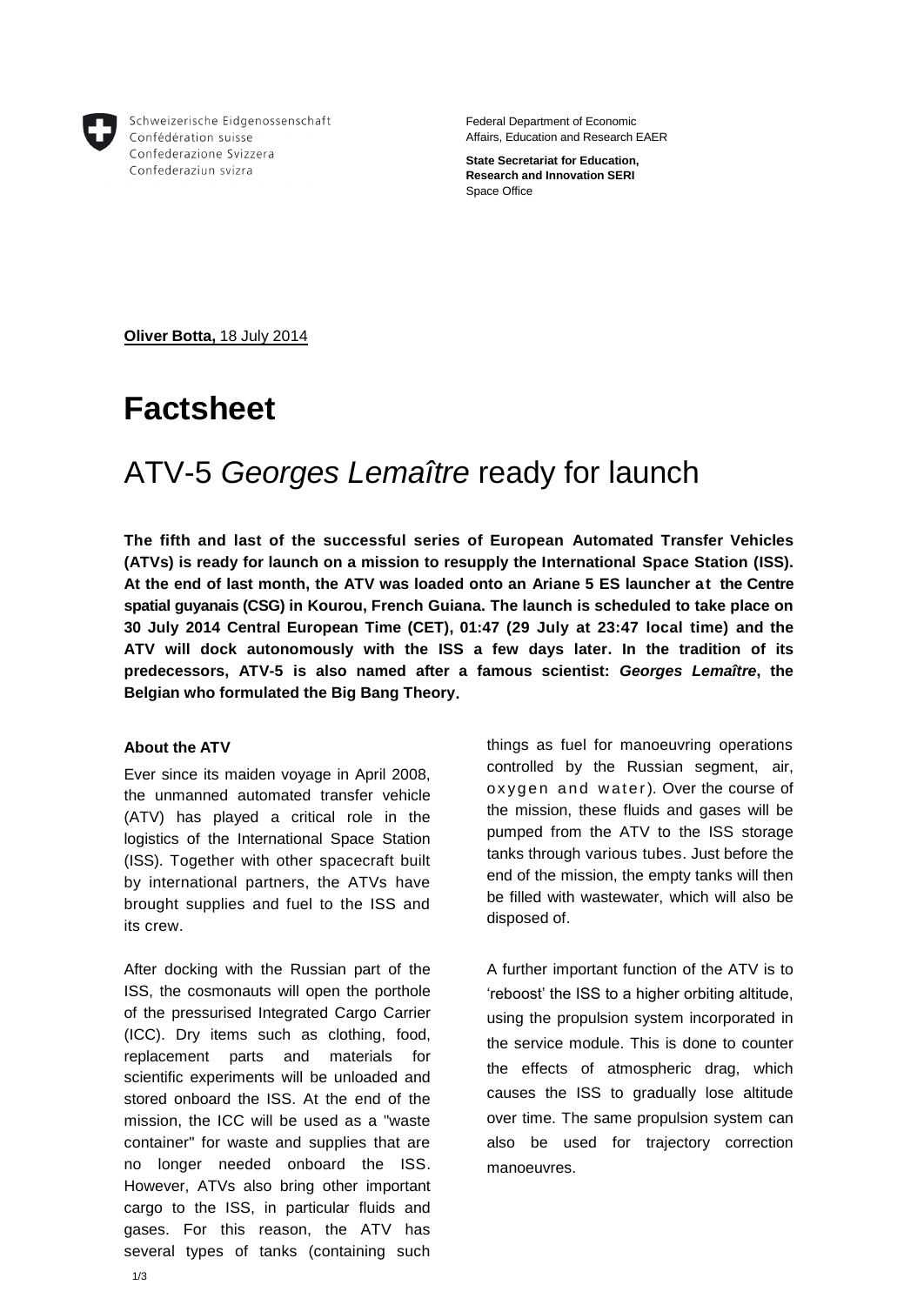Schweizerische Eidgenossenschaft
Confédération suisse
Confederazione Svizzera
Confederaziun svizra

Federal Department of Economic Affairs, Education and Research EAER

**State Secretariat for Education, Research and Innovation SERI**
Space Office

**Oliver Botta,** 18 July 2014

# Factsheet

## ATV-5 *Georges Lemaître* ready for launch

**The fifth and last of the successful series of European Automated Transfer Vehicles (ATVs) is ready for launch on a mission to resupply the International Space Station (ISS). At the end of last month, the ATV was loaded onto an Ariane 5 ES launcher at the Centre spatial guyanais (CSG) in Kourou, French Guiana. The launch is scheduled to take place on 30 July 2014 Central European Time (CET), 01:47 (29 July at 23:47 local time) and the ATV will dock autonomously with the ISS a few days later. In the tradition of its predecessors, ATV-5 is also named after a famous scientist: *Georges Lemaître*, the Belgian who formulated the Big Bang Theory.**

#### About the ATV

Ever since its maiden voyage in April 2008, the unmanned automated transfer vehicle (ATV) has played a critical role in the logistics of the International Space Station (ISS). Together with other spacecraft built by international partners, the ATVs have brought supplies and fuel to the ISS and its crew.

After docking with the Russian part of the ISS, the cosmonauts will open the porthole of the pressurised Integrated Cargo Carrier (ICC). Dry items such as clothing, food, replacement parts and materials for scientific experiments will be unloaded and stored onboard the ISS. At the end of the mission, the ICC will be used as a "waste container" for waste and supplies that are no longer needed onboard the ISS. However, ATVs also bring other important cargo to the ISS, in particular fluids and gases. For this reason, the ATV has several types of tanks (containing such things as fuel for manoeuvring operations controlled by the Russian segment, air, oxygen and water). Over the course of the mission, these fluids and gases will be pumped from the ATV to the ISS storage tanks through various tubes. Just before the end of the mission, the empty tanks will then be filled with wastewater, which will also be disposed of.

A further important function of the ATV is to 'reboost' the ISS to a higher orbiting altitude, using the propulsion system incorporated in the service module. This is done to counter the effects of atmospheric drag, which causes the ISS to gradually lose altitude over time. The same propulsion system can also be used for trajectory correction manoeuvres.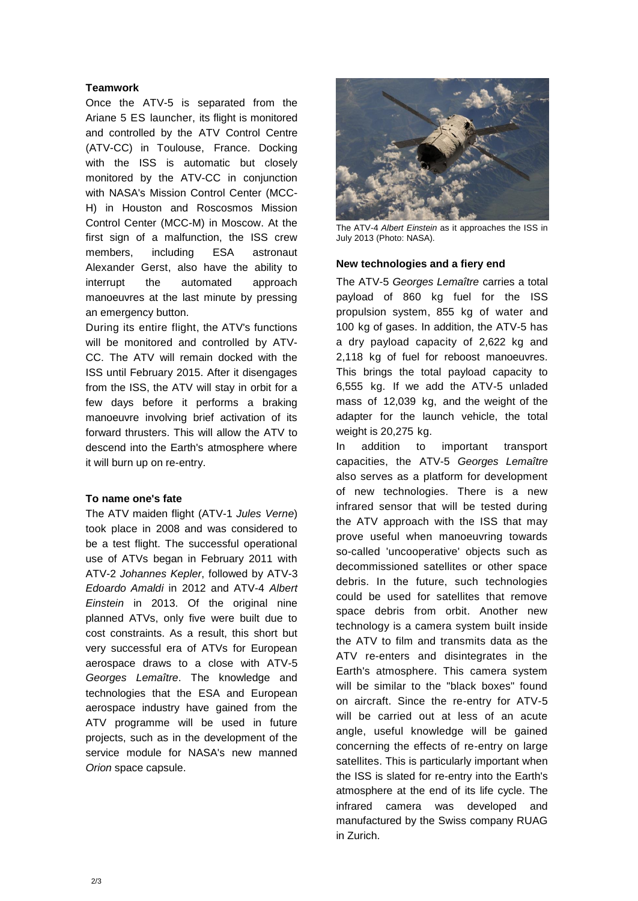**Teamwork**

Once the ATV-5 is separated from the Ariane 5 ES launcher, its flight is monitored and controlled by the ATV Control Centre (ATV-CC) in Toulouse, France. Docking with the ISS is automatic but closely monitored by the ATV-CC in conjunction with NASA's Mission Control Center (MCC-H) in Houston and Roscosmos Mission Control Center (MCC-M) in Moscow. At the first sign of a malfunction, the ISS crew members, including ESA astronaut Alexander Gerst, also have the ability to interrupt the automated approach manoeuvres at the last minute by pressing an emergency button.

During its entire flight, the ATV's functions will be monitored and controlled by ATV-CC. The ATV will remain docked with the ISS until February 2015. After it disengages from the ISS, the ATV will stay in orbit for a few days before it performs a braking manoeuvre involving brief activation of its forward thrusters. This will allow the ATV to descend into the Earth's atmosphere where it will burn up on re-entry.

**To name one's fate**

The ATV maiden flight (ATV-1 *Jules Verne*) took place in 2008 and was considered to be a test flight. The successful operational use of ATVs began in February 2011 with ATV-2 *Johannes Kepler*, followed by ATV-3 *Edoardo Amaldi* in 2012 and ATV-4 *Albert Einstein* in 2013. Of the original nine planned ATVs, only five were built due to cost constraints. As a result, this short but very successful era of ATVs for European aerospace draws to a close with ATV-5 *Georges Lemaître*. The knowledge and technologies that the ESA and European aerospace industry have gained from the ATV programme will be used in future projects, such as in the development of the service module for NASA's new manned *Orion* space capsule.

The ATV-4 *Albert Einstein* as it approaches the ISS in July 2013 (Photo: NASA).

**New technologies and a fiery end**

The ATV-5 *Georges Lemaître* carries a total payload of 860 kg fuel for the ISS propulsion system, 855 kg of water and 100 kg of gases. In addition, the ATV-5 has a dry payload capacity of 2,622 kg and 2,118 kg of fuel for reboost manoeuvres. This brings the total payload capacity to 6,555 kg. If we add the ATV-5 unladed mass of 12,039 kg, and the weight of the adapter for the launch vehicle, the total weight is 20,275 kg.

In addition to important transport capacities, the ATV-5 *Georges Lemaître* also serves as a platform for development of new technologies. There is a new infrared sensor that will be tested during the ATV approach with the ISS that may prove useful when manoeuvring towards so-called 'uncooperative' objects such as decommissioned satellites or other space debris. In the future, such technologies could be used for satellites that remove space debris from orbit. Another new technology is a camera system built inside the ATV to film and transmits data as the ATV re-enters and disintegrates in the Earth's atmosphere. This camera system will be similar to the "black boxes" found on aircraft. Since the re-entry for ATV-5 will be carried out at less of an acute angle, useful knowledge will be gained concerning the effects of re-entry on large satellites. This is particularly important when the ISS is slated for re-entry into the Earth's atmosphere at the end of its life cycle. The infrared camera was developed and manufactured by the Swiss company RUAG in Zurich.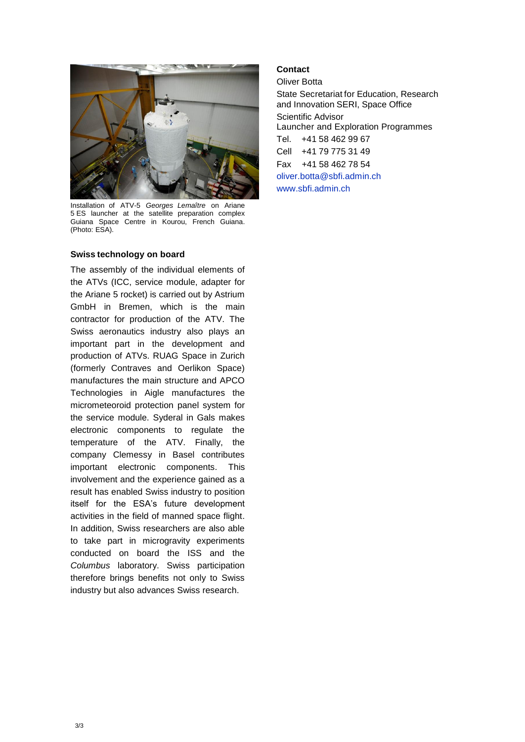Installation of ATV-5 *Georges Lemaître* on Ariane 5 ES launcher at the satellite preparation complex Guiana Space Centre in Kourou, French Guiana. (Photo: ESA).

**Swiss technology on board**

The assembly of the individual elements of the ATVs (ICC, service module, adapter for the Ariane 5 rocket) is carried out by Astrium GmbH in Bremen, which is the main contractor for production of the ATV. The Swiss aeronautics industry also plays an important part in the development and production of ATVs. RUAG Space in Zurich (formerly Contraves and Oerlikon Space) manufactures the main structure and APCO Technologies in Aigle manufactures the micrometeoroid protection panel system for the service module. Syderal in Gals makes electronic components to regulate the temperature of the ATV. Finally, the company Clemessy in Basel contributes important electronic components. This involvement and the experience gained as a result has enabled Swiss industry to position itself for the ESA's future development activities in the field of manned space flight. In addition, Swiss researchers are also able to take part in microgravity experiments conducted on board the ISS and the *Columbus* laboratory. Swiss participation therefore brings benefits not only to Swiss industry but also advances Swiss research.

**Contact**

Oliver Botta
State Secretariat for Education, Research and Innovation SERI, Space Office
Scientific Advisor
Launcher and Exploration Programmes
Tel. +41 58 462 99 67
Cell +41 79 775 31 49
Fax +41 58 462 78 54
oliver.botta@sbfi.admin.ch
www.sbfi.admin.ch